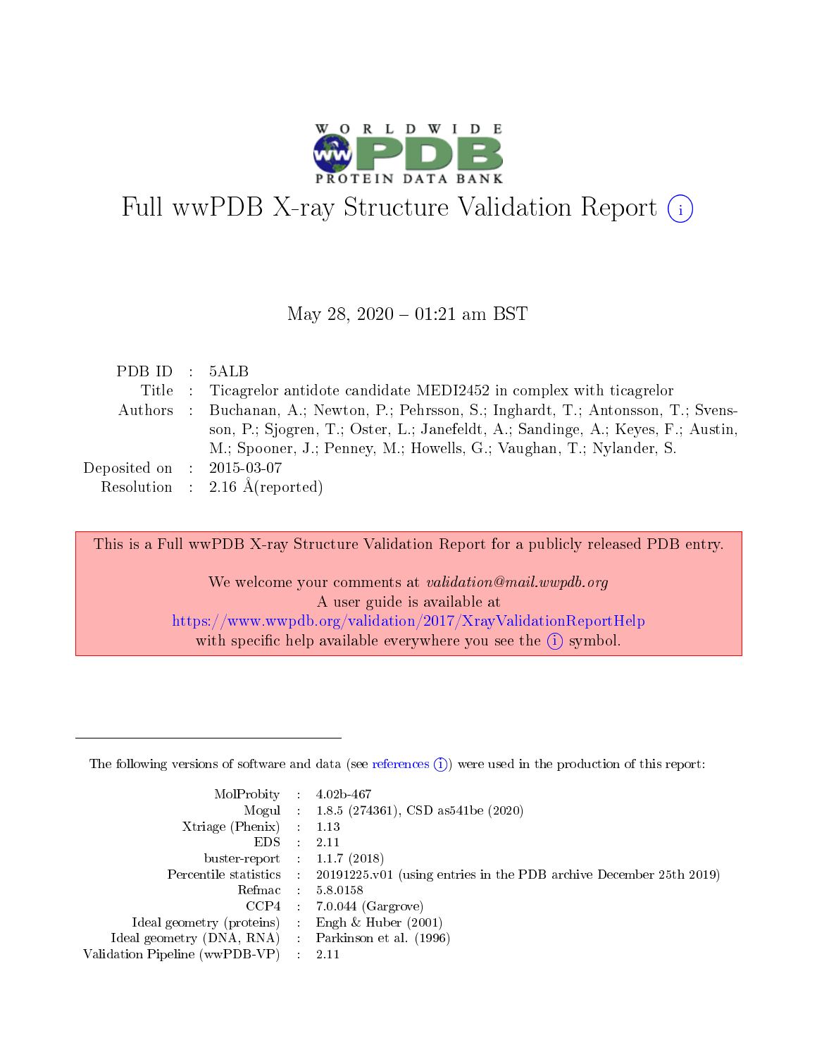# Full wwPDB X-ray Structure Validation Report (i)

May 28, 2020 – 01:21 am BST

| | | |
|---|---|---|
| PDB ID | : | 5ALB |
| Title | : | Ticagrelor antidote candidate MEDI2452 in complex with ticagrelor |
| Authors | : | Buchanan, A.; Newton, P.; Pehrsson, S.; Inghardt, T.; Antonsson, T.; Svensson, P.; Sjogren, T.; Oster, L.; Janefeldt, A.; Sandinge, A.; Keyes, F.; Austin, M.; Spooner, J.; Penney, M.; Howells, G.; Vaughan, T.; Nylander, S. |
| Deposited on | : | 2015-03-07 |
| Resolution | : | 2.16 Å(reported) |

This is a Full wwPDB X-ray Structure Validation Report for a publicly released PDB entry.

We welcome your comments at *validation@mail.wwpdb.org*
A user guide is available at
https://www.wwpdb.org/validation/2017/XrayValidationReportHelp
with specific help available everywhere you see the (i) symbol.

---

The following versions of software and data (see references (i)) were used in the production of this report:

| | | |
|---|---|---|
| MolProbity | : | 4.02b-467 |
| Mogul | : | 1.8.5 (274361), CSD as541be (2020) |
| Xtriage (Phenix) | : | 1.13 |
| EDS | : | 2.11 |
| buster-report | : | 1.1.7 (2018) |
| Percentile statistics | : | 20191225.v01 (using entries in the PDB archive December 25th 2019) |
| Refmac | : | 5.8.0158 |
| CCP4 | : | 7.0.044 (Gargrove) |
| Ideal geometry (proteins) | : | Engh & Huber (2001) |
| Ideal geometry (DNA, RNA) | : | Parkinson et al. (1996) |
| Validation Pipeline (wwPDB-VP) | : | 2.11 |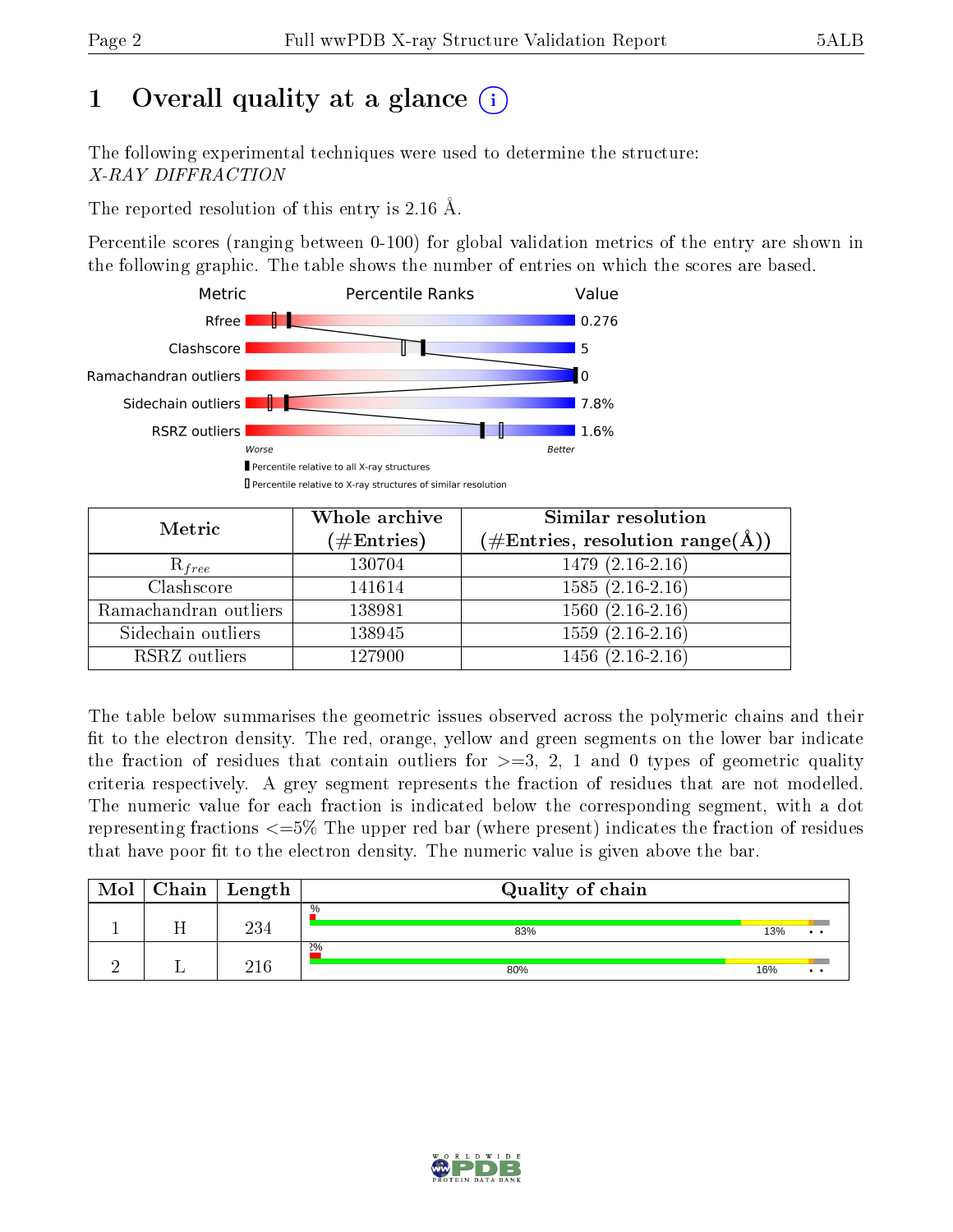# 1 Overall quality at a glance (i)

The following experimental techniques were used to determine the structure:
*X-RAY DIFFRACTION*

The reported resolution of this entry is 2.16 Å.

Percentile scores (ranging between 0-100) for global validation metrics of the entry are shown in the following graphic. The table shows the number of entries on which the scores are based.

| Metric | Value |
|---|---|
| Rfree | 0.276 |
| Clashscore | 5 |
| Ramachandran outliers | 0 |
| Sidechain outliers | 7.8% |
| RSRZ outliers | 1.6% |

Worse — Better

▮ Percentile relative to all X-ray structures
▯ Percentile relative to X-ray structures of similar resolution

| Metric | Whole archive (#Entries) | Similar resolution (#Entries, resolution range(Å)) |
|---|---|---|
| $R_{free}$ | 130704 | 1479 (2.16-2.16) |
| Clashscore | 141614 | 1585 (2.16-2.16) |
| Ramachandran outliers | 138981 | 1560 (2.16-2.16) |
| Sidechain outliers | 138945 | 1559 (2.16-2.16) |
| RSRZ outliers | 127900 | 1456 (2.16-2.16) |

The table below summarises the geometric issues observed across the polymeric chains and their fit to the electron density. The red, orange, yellow and green segments on the lower bar indicate the fraction of residues that contain outliers for >=3, 2, 1 and 0 types of geometric quality criteria respectively. A grey segment represents the fraction of residues that are not modelled. The numeric value for each fraction is indicated below the corresponding segment, with a dot representing fractions <=5% The upper red bar (where present) indicates the fraction of residues that have poor fit to the electron density. The numeric value is given above the bar.

| Mol | Chain | Length | Quality of chain |
|---|---|---|---|
| 1 | H | 234 | % <br> 83% 13% • • |
| 2 | L | 216 | 2% <br> 80% 16% • • |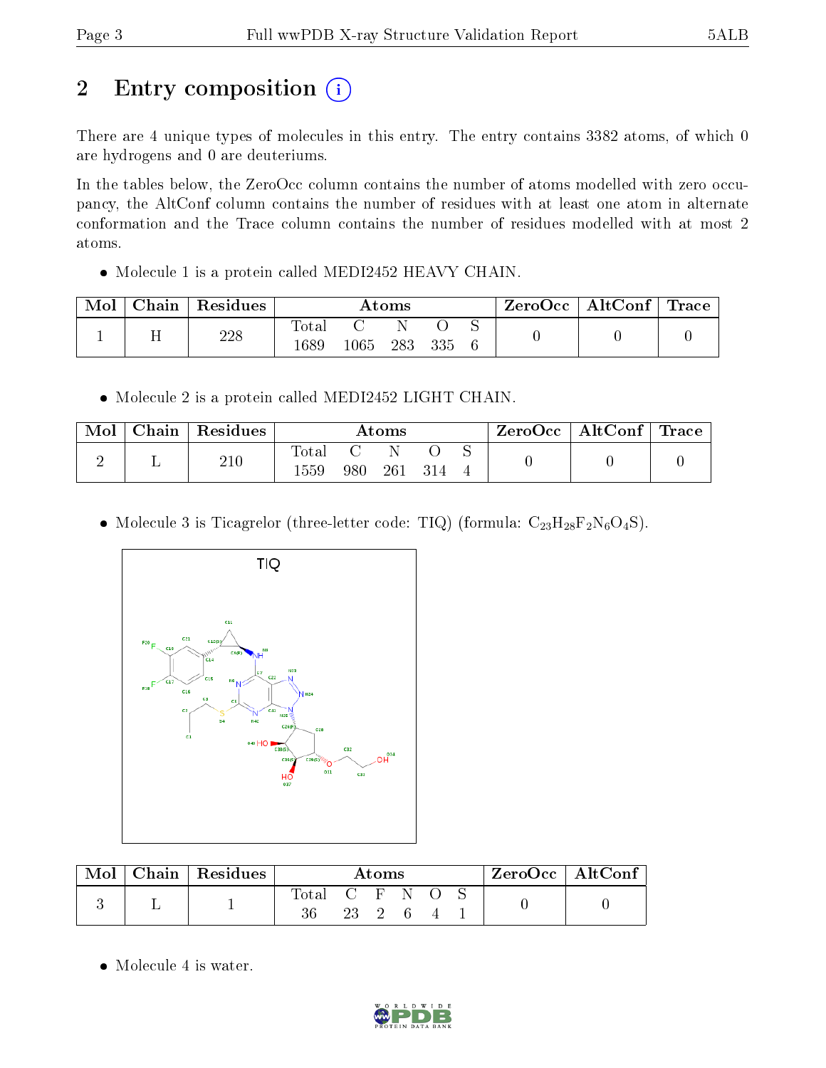# 2 Entry composition

There are 4 unique types of molecules in this entry. The entry contains 3382 atoms, of which 0 are hydrogens and 0 are deuteriums.

In the tables below, the ZeroOcc column contains the number of atoms modelled with zero occupancy, the AltConf column contains the number of residues with at least one atom in alternate conformation and the Trace column contains the number of residues modelled with at most 2 atoms.

- Molecule 1 is a protein called MEDI2452 HEAVY CHAIN.

| Mol | Chain | Residues | Atoms | | | | | ZeroOcc | AltConf | Trace |
|---|---|---|---|---|---|---|---|---|---|---|
| 1 | H | 228 | Total<br>1689 | C<br>1065 | N<br>283 | O<br>335 | S<br>6 | 0 | 0 | 0 |

- Molecule 2 is a protein called MEDI2452 LIGHT CHAIN.

| Mol | Chain | Residues | Atoms | | | | | ZeroOcc | AltConf | Trace |
|---|---|---|---|---|---|---|---|---|---|---|
| 2 | L | 210 | Total<br>1559 | C<br>980 | N<br>261 | O<br>314 | S<br>4 | 0 | 0 | 0 |

- Molecule 3 is Ticagrelor (three-letter code: TIQ) (formula: $C_{23}H_{28}F_2N_6O_4S$).

| Mol | Chain | Residues | Atoms | | | | | | ZeroOcc | AltConf |
|---|---|---|---|---|---|---|---|---|---|---|
| 3 | L | 1 | Total<br>36 | C<br>23 | F<br>2 | N<br>6 | O<br>4 | S<br>1 | 0 | 0 |

- Molecule 4 is water.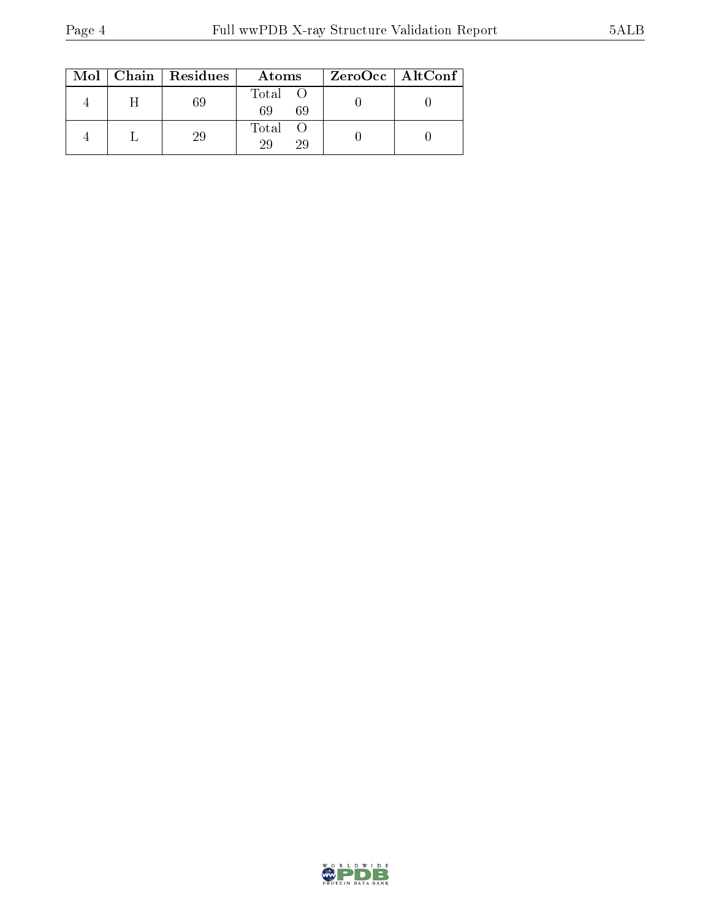| Mol | Chain | Residues | Atoms | | ZeroOcc | AltConf |
|---|---|---|---|---|---|---|
| 4 | H | 69 | Total<br>69 | O<br>69 | 0 | 0 |
| 4 | L | 29 | Total<br>29 | O<br>29 | 0 | 0 |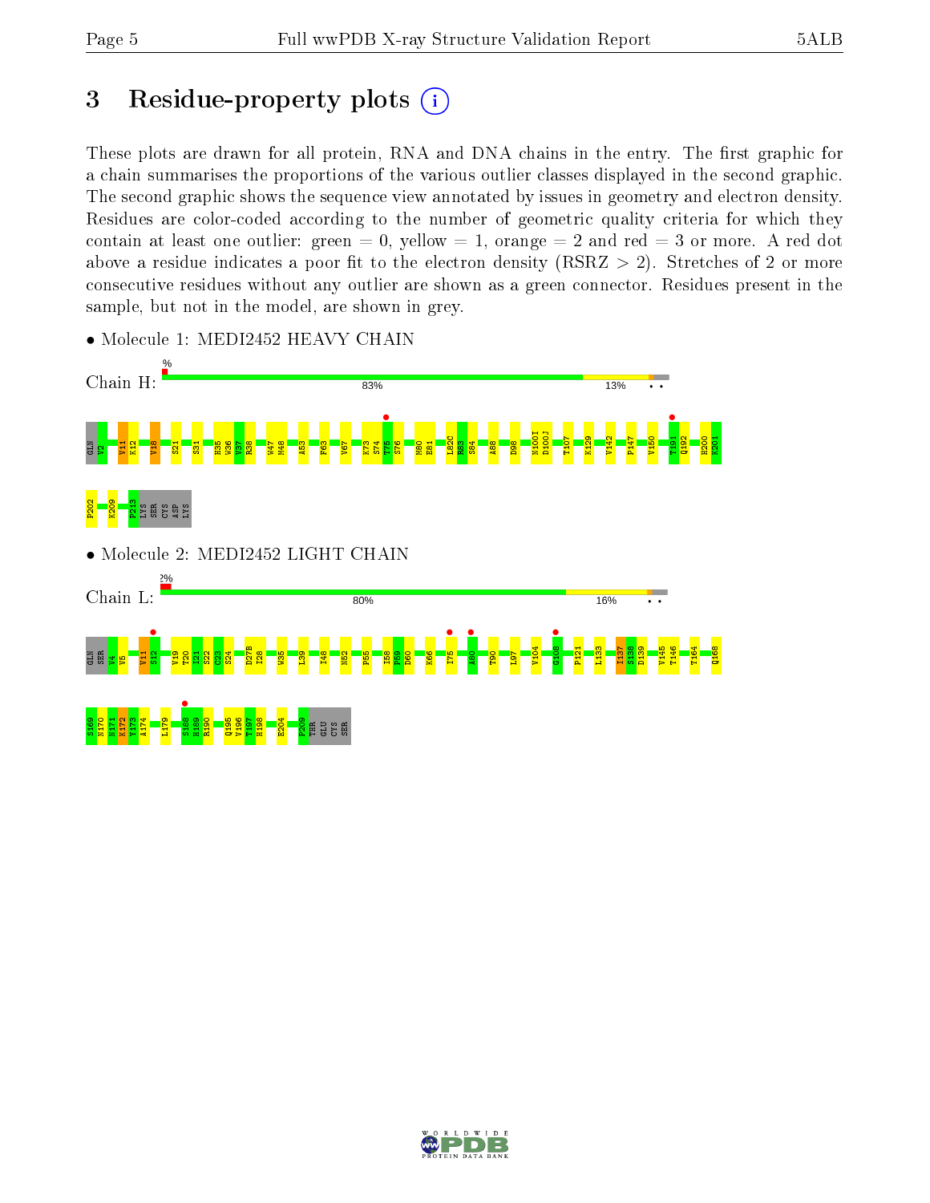# 3 Residue-property plots

These plots are drawn for all protein, RNA and DNA chains in the entry. The first graphic for a chain summarises the proportions of the various outlier classes displayed in the second graphic. The second graphic shows the sequence view annotated by issues in geometry and electron density. Residues are color-coded according to the number of geometric quality criteria for which they contain at least one outlier: green = 0, yellow = 1, orange = 2 and red = 3 or more. A red dot above a residue indicates a poor fit to the electron density (RSRZ > 2). Stretches of 2 or more consecutive residues without any outlier are shown as a green connector. Residues present in the sample, but not in the model, are shown in grey.

- Molecule 1: MEDI2452 HEAVY CHAIN

Chain H: % 83% 13% • •

GLN V2 V11 K12 V18 S21 S31 H35 W36 V37 R38 W47 M48 A53 F63 V67 K73 S74 T75 S76 M80 E81 L82C R83 S84 A88 D98 N100I D100J T107 K129 V142 P147 V150 T191 Q192 H200 K201 P202 K209 P213 LYS SER CYS ASP LYS

- Molecule 2: MEDI2452 LIGHT CHAIN

Chain L: 2% 80% 16% • •

GLN SER V4 V5 V11 S12 V19 T20 I21 S22 C23 S24 D27B I28 W35 L39 I48 N52 P55 I58 P59 D60 K66 I75 A80 T90 L97 V104 G108 P121 L133 I137 S138 D139 V145 T146 T164 Q168 S169 N170 N171 K172 V173 A174 L179 S188 H189 R190 Q195 V196 T197 H198 E204 P209 THR GLU CYS SER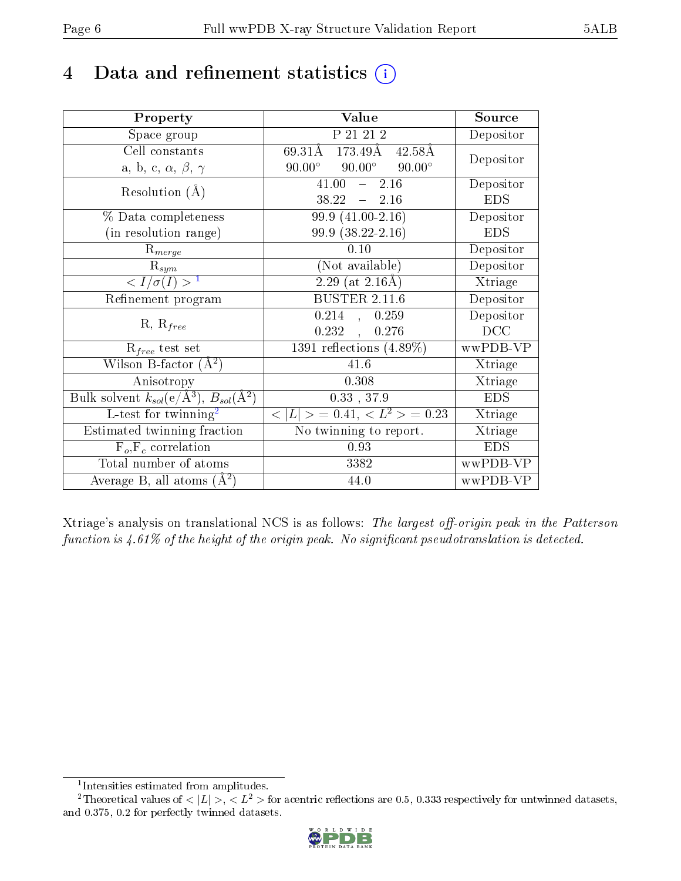# 4 Data and refinement statistics ⓘ

| Property | Value | Source |
|---|---|---|
| Space group | P 21 21 2 | Depositor |
| Cell constants<br>a, b, c, $\alpha$, $\beta$, $\gamma$ | 69.31Å 173.49Å 42.58Å<br>90.00° 90.00° 90.00° | Depositor |
| Resolution (Å) | 41.00 – 2.16<br>38.22 – 2.16 | Depositor<br>EDS |
| % Data completeness<br>(in resolution range) | 99.9 (41.00-2.16)<br>99.9 (38.22-2.16) | Depositor<br>EDS |
| $R_{merge}$ | 0.10 | Depositor |
| $R_{sym}$ | (Not available) | Depositor |
| $< I/\sigma(I) >$ [1] | 2.29 (at 2.16Å) | Xtriage |
| Refinement program | BUSTER 2.11.6 | Depositor |
| R, $R_{free}$ | 0.214 , 0.259<br>0.232 , 0.276 | Depositor<br>DCC |
| $R_{free}$ test set | 1391 reflections (4.89%) | wwPDB-VP |
| Wilson B-factor (Å$^2$) | 41.6 | Xtriage |
| Anisotropy | 0.308 | Xtriage |
| Bulk solvent $k_{sol}$(e/Å$^3$), $B_{sol}$(Å$^2$) | 0.33 , 37.9 | EDS |
| L-test for twinning[2] | $< \|L\| >$ = 0.41, $< L^2 >$ = 0.23 | Xtriage |
| Estimated twinning fraction | No twinning to report. | Xtriage |
| $F_o$,$F_c$ correlation | 0.93 | EDS |
| Total number of atoms | 3382 | wwPDB-VP |
| Average B, all atoms (Å$^2$) | 44.0 | wwPDB-VP |

Xtriage's analysis on translational NCS is as follows: *The largest off-origin peak in the Patterson function is 4.61% of the height of the origin peak. No significant pseudotranslation is detected.*

[1] Intensities estimated from amplitudes.

[2] Theoretical values of $< |L| >$, $< L^2 >$ for acentric reflections are 0.5, 0.333 respectively for untwinned datasets, and 0.375, 0.2 for perfectly twinned datasets.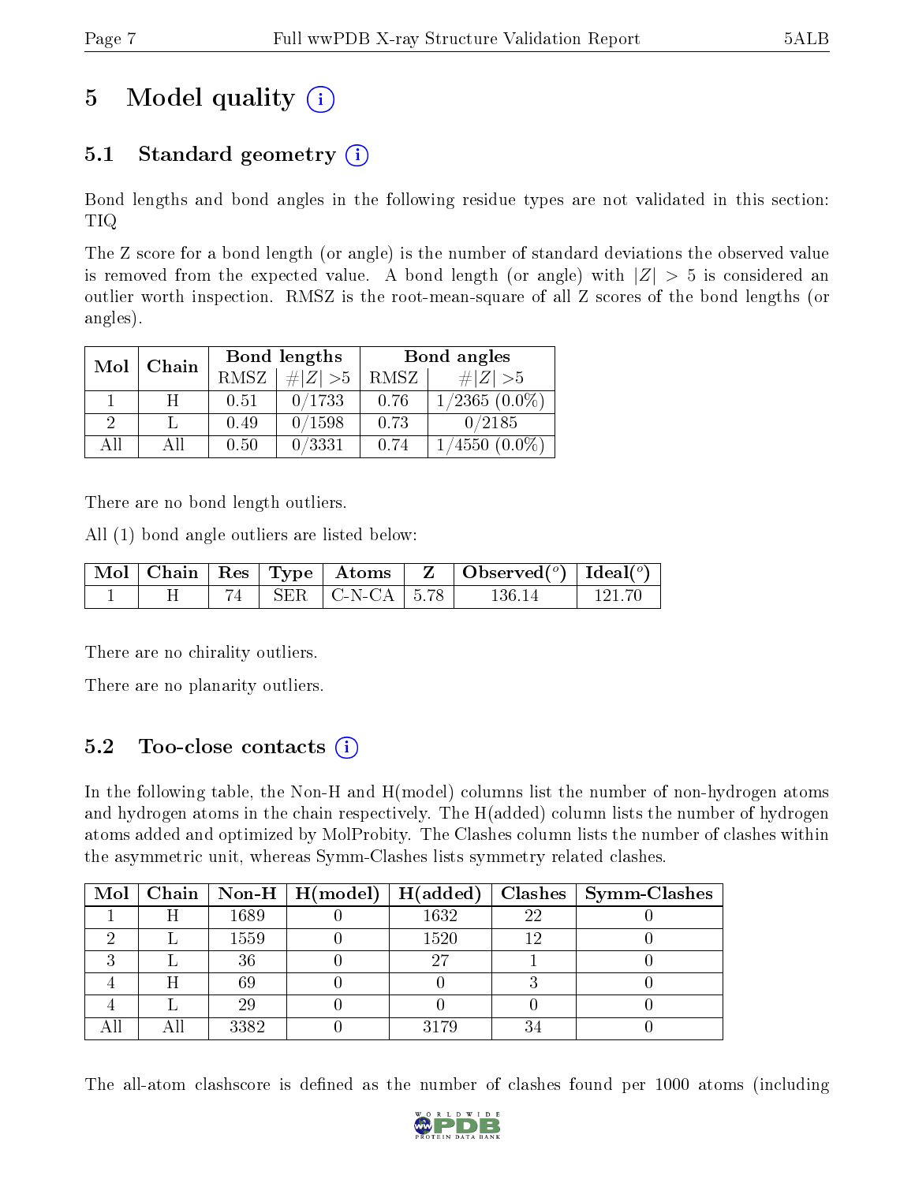# 5 Model quality (i)

## 5.1 Standard geometry (i)

Bond lengths and bond angles in the following residue types are not validated in this section: TIQ

The Z score for a bond length (or angle) is the number of standard deviations the observed value is removed from the expected value. A bond length (or angle) with $|Z| > 5$ is considered an outlier worth inspection. RMSZ is the root-mean-square of all Z scores of the bond lengths (or angles).

| Mol | Chain | Bond lengths | | Bond angles | |
|---|---|---|---|---|---|
| | | RMSZ | #\|Z\| >5 | RMSZ | #\|Z\| >5 |
| 1 | H | 0.51 | 0/1733 | 0.76 | 1/2365 (0.0%) |
| 2 | L | 0.49 | 0/1598 | 0.73 | 0/2185 |
| All | All | 0.50 | 0/3331 | 0.74 | 1/4550 (0.0%) |

There are no bond length outliers.

All (1) bond angle outliers are listed below:

| Mol | Chain | Res | Type | Atoms | Z | Observed(°) | Ideal(°) |
|---|---|---|---|---|---|---|---|
| 1 | H | 74 | SER | C-N-CA | 5.78 | 136.14 | 121.70 |

There are no chirality outliers.

There are no planarity outliers.

## 5.2 Too-close contacts (i)

In the following table, the Non-H and H(model) columns list the number of non-hydrogen atoms and hydrogen atoms in the chain respectively. The H(added) column lists the number of hydrogen atoms added and optimized by MolProbity. The Clashes column lists the number of clashes within the asymmetric unit, whereas Symm-Clashes lists symmetry related clashes.

| Mol | Chain | Non-H | H(model) | H(added) | Clashes | Symm-Clashes |
|---|---|---|---|---|---|---|
| 1 | H | 1689 | 0 | 1632 | 22 | 0 |
| 2 | L | 1559 | 0 | 1520 | 12 | 0 |
| 3 | L | 36 | 0 | 27 | 1 | 0 |
| 4 | H | 69 | 0 | 0 | 3 | 0 |
| 4 | L | 29 | 0 | 0 | 0 | 0 |
| All | All | 3382 | 0 | 3179 | 34 | 0 |

The all-atom clashscore is defined as the number of clashes found per 1000 atoms (including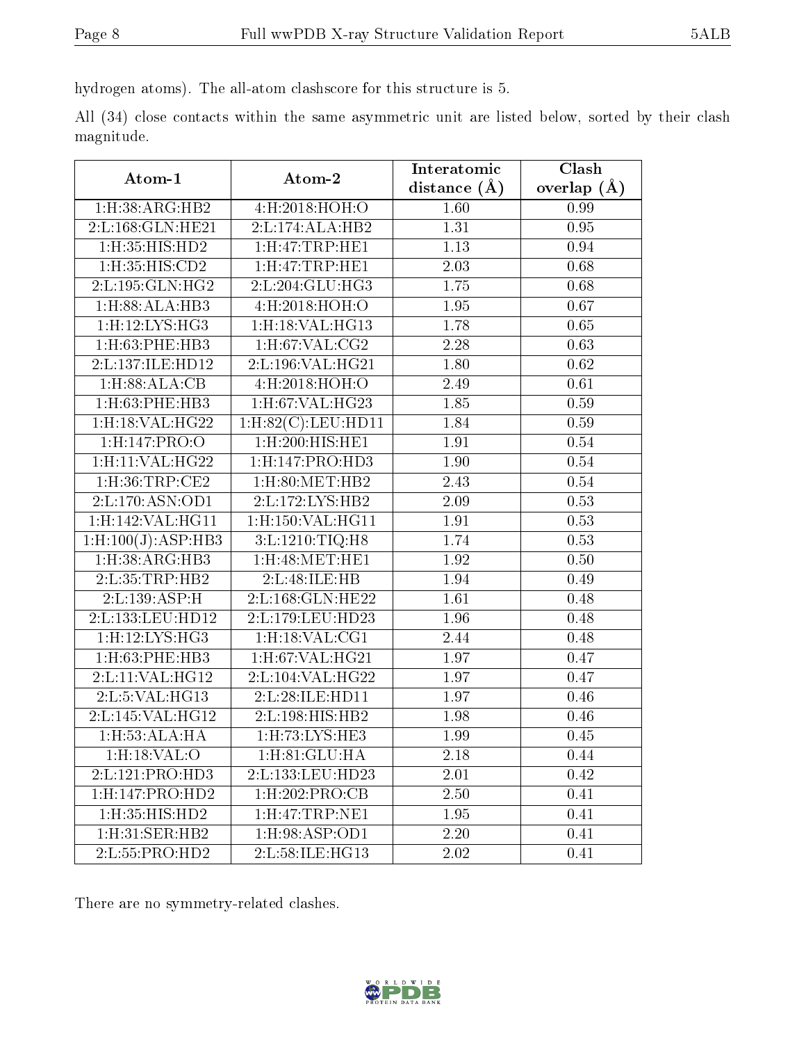hydrogen atoms). The all-atom clashscore for this structure is 5.

All (34) close contacts within the same asymmetric unit are listed below, sorted by their clash magnitude.

| Atom-1 | Atom-2 | Interatomic distance (Å) | Clash overlap (Å) |
| --- | --- | --- | --- |
| 1:H:38:ARG:HB2 | 4:H:2018:HOH:O | 1.60 | 0.99 |
| 2:L:168:GLN:HE21 | 2:L:174:ALA:HB2 | 1.31 | 0.95 |
| 1:H:35:HIS:HD2 | 1:H:47:TRP:HE1 | 1.13 | 0.94 |
| 1:H:35:HIS:CD2 | 1:H:47:TRP:HE1 | 2.03 | 0.68 |
| 2:L:195:GLN:HG2 | 2:L:204:GLU:HG3 | 1.75 | 0.68 |
| 1:H:88:ALA:HB3 | 4:H:2018:HOH:O | 1.95 | 0.67 |
| 1:H:12:LYS:HG3 | 1:H:18:VAL:HG13 | 1.78 | 0.65 |
| 1:H:63:PHE:HB3 | 1:H:67:VAL:CG2 | 2.28 | 0.63 |
| 2:L:137:ILE:HD12 | 2:L:196:VAL:HG21 | 1.80 | 0.62 |
| 1:H:88:ALA:CB | 4:H:2018:HOH:O | 2.49 | 0.61 |
| 1:H:63:PHE:HB3 | 1:H:67:VAL:HG23 | 1.85 | 0.59 |
| 1:H:18:VAL:HG22 | 1:H:82(C):LEU:HD11 | 1.84 | 0.59 |
| 1:H:147:PRO:O | 1:H:200:HIS:HE1 | 1.91 | 0.54 |
| 1:H:11:VAL:HG22 | 1:H:147:PRO:HD3 | 1.90 | 0.54 |
| 1:H:36:TRP:CE2 | 1:H:80:MET:HB2 | 2.43 | 0.54 |
| 2:L:170:ASN:OD1 | 2:L:172:LYS:HB2 | 2.09 | 0.53 |
| 1:H:142:VAL:HG11 | 1:H:150:VAL:HG11 | 1.91 | 0.53 |
| 1:H:100(J):ASP:HB3 | 3:L:1210:TIQ:H8 | 1.74 | 0.53 |
| 1:H:38:ARG:HB3 | 1:H:48:MET:HE1 | 1.92 | 0.50 |
| 2:L:35:TRP:HB2 | 2:L:48:ILE:HB | 1.94 | 0.49 |
| 2:L:139:ASP:H | 2:L:168:GLN:HE22 | 1.61 | 0.48 |
| 2:L:133:LEU:HD12 | 2:L:179:LEU:HD23 | 1.96 | 0.48 |
| 1:H:12:LYS:HG3 | 1:H:18:VAL:CG1 | 2.44 | 0.48 |
| 1:H:63:PHE:HB3 | 1:H:67:VAL:HG21 | 1.97 | 0.47 |
| 2:L:11:VAL:HG12 | 2:L:104:VAL:HG22 | 1.97 | 0.47 |
| 2:L:5:VAL:HG13 | 2:L:28:ILE:HD11 | 1.97 | 0.46 |
| 2:L:145:VAL:HG12 | 2:L:198:HIS:HB2 | 1.98 | 0.46 |
| 1:H:53:ALA:HA | 1:H:73:LYS:HE3 | 1.99 | 0.45 |
| 1:H:18:VAL:O | 1:H:81:GLU:HA | 2.18 | 0.44 |
| 2:L:121:PRO:HD3 | 2:L:133:LEU:HD23 | 2.01 | 0.42 |
| 1:H:147:PRO:HD2 | 1:H:202:PRO:CB | 2.50 | 0.41 |
| 1:H:35:HIS:HD2 | 1:H:47:TRP:NE1 | 1.95 | 0.41 |
| 1:H:31:SER:HB2 | 1:H:98:ASP:OD1 | 2.20 | 0.41 |
| 2:L:55:PRO:HD2 | 2:L:58:ILE:HG13 | 2.02 | 0.41 |

There are no symmetry-related clashes.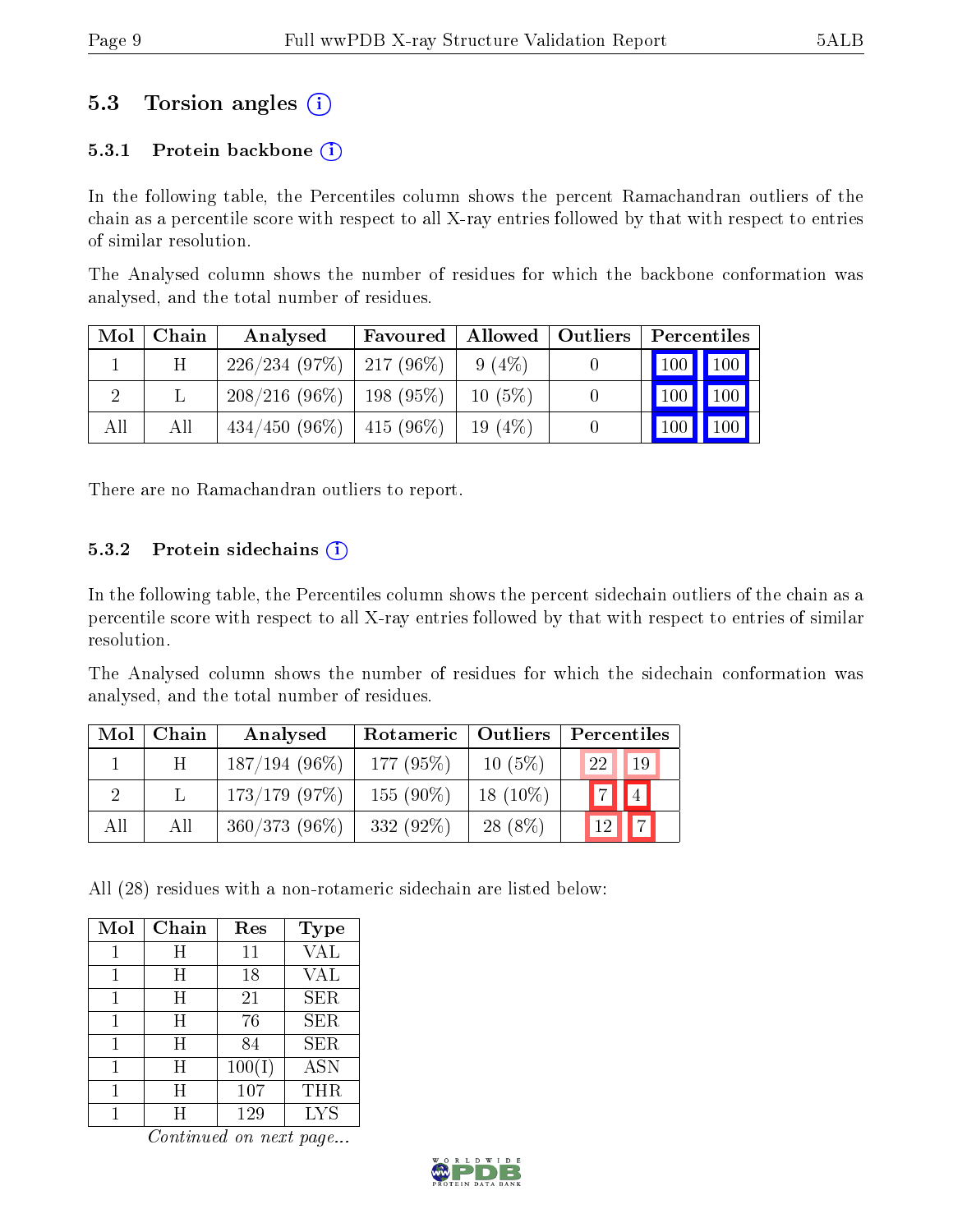## 5.3 Torsion angles (i)

### 5.3.1 Protein backbone (i)

In the following table, the Percentiles column shows the percent Ramachandran outliers of the chain as a percentile score with respect to all X-ray entries followed by that with respect to entries of similar resolution.

The Analysed column shows the number of residues for which the backbone conformation was analysed, and the total number of residues.

| Mol | Chain | Analysed | Favoured | Allowed | Outliers | Percentiles | |
|---|---|---|---|---|---|---|---|
| 1 | H | 226/234 (97%) | 217 (96%) | 9 (4%) | 0 | 100 | 100 |
| 2 | L | 208/216 (96%) | 198 (95%) | 10 (5%) | 0 | 100 | 100 |
| All | All | 434/450 (96%) | 415 (96%) | 19 (4%) | 0 | 100 | 100 |

There are no Ramachandran outliers to report.

### 5.3.2 Protein sidechains (i)

In the following table, the Percentiles column shows the percent sidechain outliers of the chain as a percentile score with respect to all X-ray entries followed by that with respect to entries of similar resolution.

The Analysed column shows the number of residues for which the sidechain conformation was analysed, and the total number of residues.

| Mol | Chain | Analysed | Rotameric | Outliers | Percentiles | |
|---|---|---|---|---|---|---|
| 1 | H | 187/194 (96%) | 177 (95%) | 10 (5%) | 22 | 19 |
| 2 | L | 173/179 (97%) | 155 (90%) | 18 (10%) | 7 | 4 |
| All | All | 360/373 (96%) | 332 (92%) | 28 (8%) | 12 | 7 |

All (28) residues with a non-rotameric sidechain are listed below:

| Mol | Chain | Res | Type |
|---|---|---|---|
| 1 | H | 11 | VAL |
| 1 | H | 18 | VAL |
| 1 | H | 21 | SER |
| 1 | H | 76 | SER |
| 1 | H | 84 | SER |
| 1 | H | 100(I) | ASN |
| 1 | H | 107 | THR |
| 1 | H | 129 | LYS |

*Continued on next page...*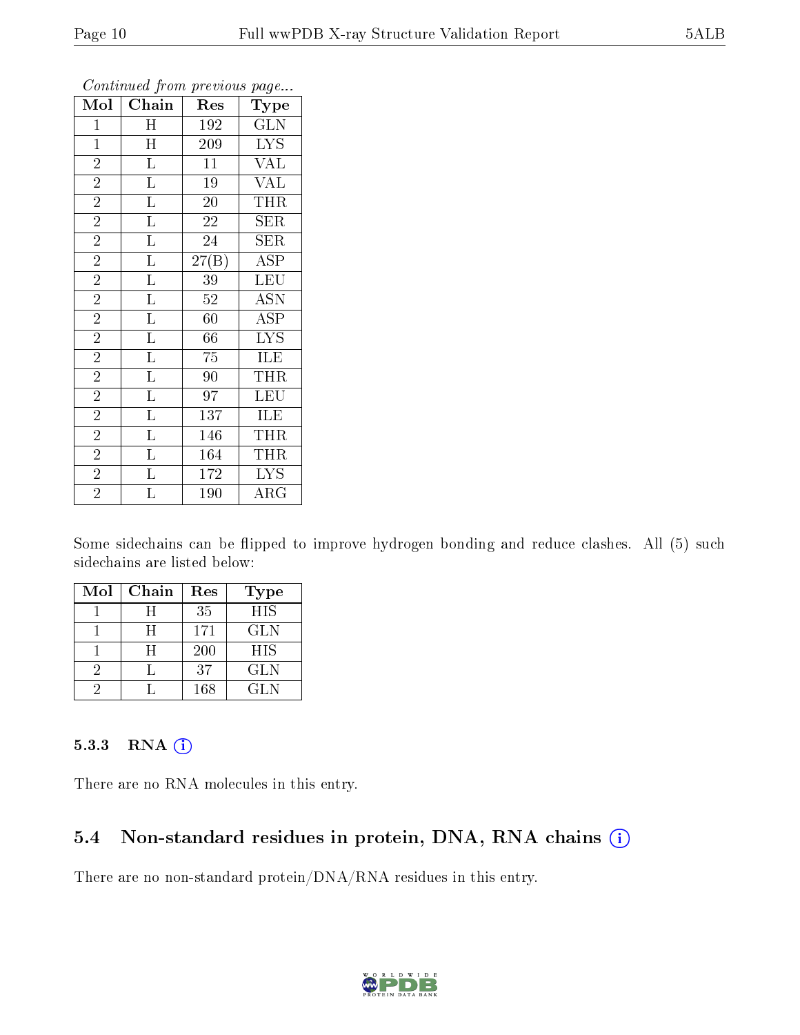*Continued from previous page...*

| Mol | Chain | Res | Type |
|---|---|---|---|
| 1 | H | 192 | GLN |
| 1 | H | 209 | LYS |
| 2 | L | 11 | VAL |
| 2 | L | 19 | VAL |
| 2 | L | 20 | THR |
| 2 | L | 22 | SER |
| 2 | L | 24 | SER |
| 2 | L | 27(B) | ASP |
| 2 | L | 39 | LEU |
| 2 | L | 52 | ASN |
| 2 | L | 60 | ASP |
| 2 | L | 66 | LYS |
| 2 | L | 75 | ILE |
| 2 | L | 90 | THR |
| 2 | L | 97 | LEU |
| 2 | L | 137 | ILE |
| 2 | L | 146 | THR |
| 2 | L | 164 | THR |
| 2 | L | 172 | LYS |
| 2 | L | 190 | ARG |

Some sidechains can be flipped to improve hydrogen bonding and reduce clashes. All (5) such sidechains are listed below:

| Mol | Chain | Res | Type |
|---|---|---|---|
| 1 | H | 35 | HIS |
| 1 | H | 171 | GLN |
| 1 | H | 200 | HIS |
| 2 | L | 37 | GLN |
| 2 | L | 168 | GLN |

### 5.3.3 RNA

There are no RNA molecules in this entry.

## 5.4 Non-standard residues in protein, DNA, RNA chains

There are no non-standard protein/DNA/RNA residues in this entry.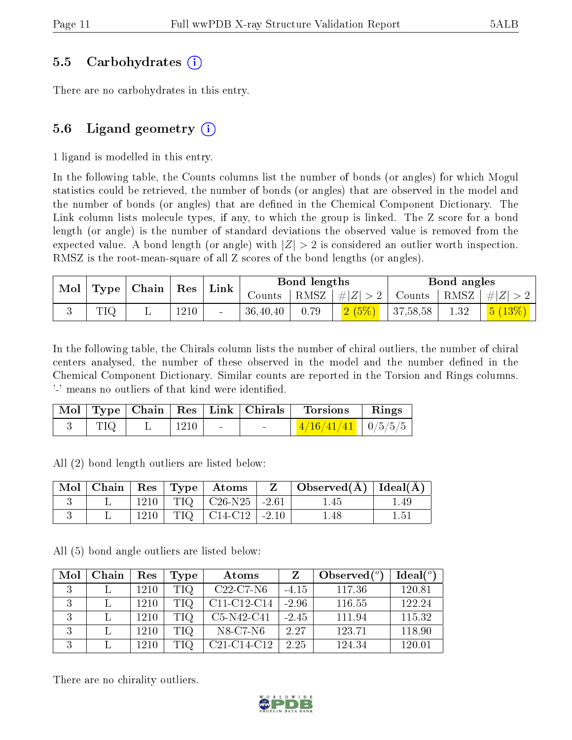### 5.5 Carbohydrates (i)

There are no carbohydrates in this entry.

### 5.6 Ligand geometry (i)

1 ligand is modelled in this entry.

In the following table, the Counts columns list the number of bonds (or angles) for which Mogul statistics could be retrieved, the number of bonds (or angles) that are observed in the model and the number of bonds (or angles) that are defined in the Chemical Component Dictionary. The Link column lists molecule types, if any, to which the group is linked. The Z score for a bond length (or angle) is the number of standard deviations the observed value is removed from the expected value. A bond length (or angle) with $|Z| > 2$ is considered an outlier worth inspection. RMSZ is the root-mean-square of all Z scores of the bond lengths (or angles).

| Mol | Type | Chain | Res | Link | Bond lengths | | | Bond angles | | |
|---|---|---|---|---|---|---|---|---|---|---|
| | | | | | Counts | RMSZ | $\#\|Z\| > 2$ | Counts | RMSZ | $\#\|Z\| > 2$ |
| 3 | TIQ | L | 1210 | - | 36,40,40 | 0.79 | 2 (5%) | 37,58,58 | 1.32 | 5 (13%) |

In the following table, the Chirals column lists the number of chiral outliers, the number of chiral centers analysed, the number of these observed in the model and the number defined in the Chemical Component Dictionary. Similar counts are reported in the Torsion and Rings columns. '-' means no outliers of that kind were identified.

| Mol | Type | Chain | Res | Link | Chirals | Torsions | Rings |
|---|---|---|---|---|---|---|---|
| 3 | TIQ | L | 1210 | - | - | 4/16/41/41 | 0/5/5/5 |

All (2) bond length outliers are listed below:

| Mol | Chain | Res | Type | Atoms | Z | Observed(Å) | Ideal(Å) |
|---|---|---|---|---|---|---|---|
| 3 | L | 1210 | TIQ | C26-N25 | -2.61 | 1.45 | 1.49 |
| 3 | L | 1210 | TIQ | C14-C12 | -2.10 | 1.48 | 1.51 |

All (5) bond angle outliers are listed below:

| Mol | Chain | Res | Type | Atoms | Z | Observed($^o$) | Ideal($^o$) |
|---|---|---|---|---|---|---|---|
| 3 | L | 1210 | TIQ | C22-C7-N6 | -4.15 | 117.36 | 120.81 |
| 3 | L | 1210 | TIQ | C11-C12-C14 | -2.96 | 116.55 | 122.24 |
| 3 | L | 1210 | TIQ | C5-N42-C41 | -2.45 | 111.94 | 115.32 |
| 3 | L | 1210 | TIQ | N8-C7-N6 | 2.27 | 123.71 | 118.90 |
| 3 | L | 1210 | TIQ | C21-C14-C12 | 2.25 | 124.34 | 120.01 |

There are no chirality outliers.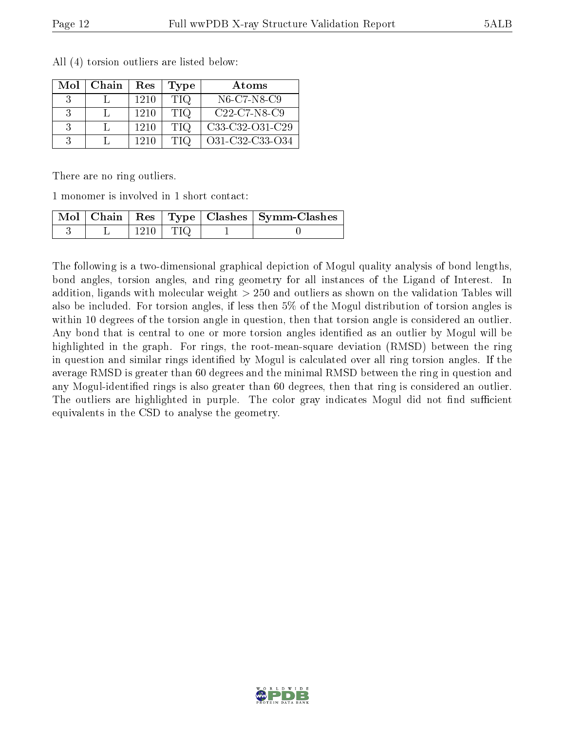All (4) torsion outliers are listed below:

| Mol | Chain | Res | Type | Atoms |
|---|---|---|---|---|
| 3 | L | 1210 | TIQ | N6-C7-N8-C9 |
| 3 | L | 1210 | TIQ | C22-C7-N8-C9 |
| 3 | L | 1210 | TIQ | C33-C32-O31-C29 |
| 3 | L | 1210 | TIQ | O31-C32-C33-O34 |

There are no ring outliers.

1 monomer is involved in 1 short contact:

| Mol | Chain | Res | Type | Clashes | Symm-Clashes |
|---|---|---|---|---|---|
| 3 | L | 1210 | TIQ | 1 | 0 |

The following is a two-dimensional graphical depiction of Mogul quality analysis of bond lengths, bond angles, torsion angles, and ring geometry for all instances of the Ligand of Interest. In addition, ligands with molecular weight > 250 and outliers as shown on the validation Tables will also be included. For torsion angles, if less then 5% of the Mogul distribution of torsion angles is within 10 degrees of the torsion angle in question, then that torsion angle is considered an outlier. Any bond that is central to one or more torsion angles identified as an outlier by Mogul will be highlighted in the graph. For rings, the root-mean-square deviation (RMSD) between the ring in question and similar rings identified by Mogul is calculated over all ring torsion angles. If the average RMSD is greater than 60 degrees and the minimal RMSD between the ring in question and any Mogul-identified rings is also greater than 60 degrees, then that ring is considered an outlier. The outliers are highlighted in purple. The color gray indicates Mogul did not find sufficient equivalents in the CSD to analyse the geometry.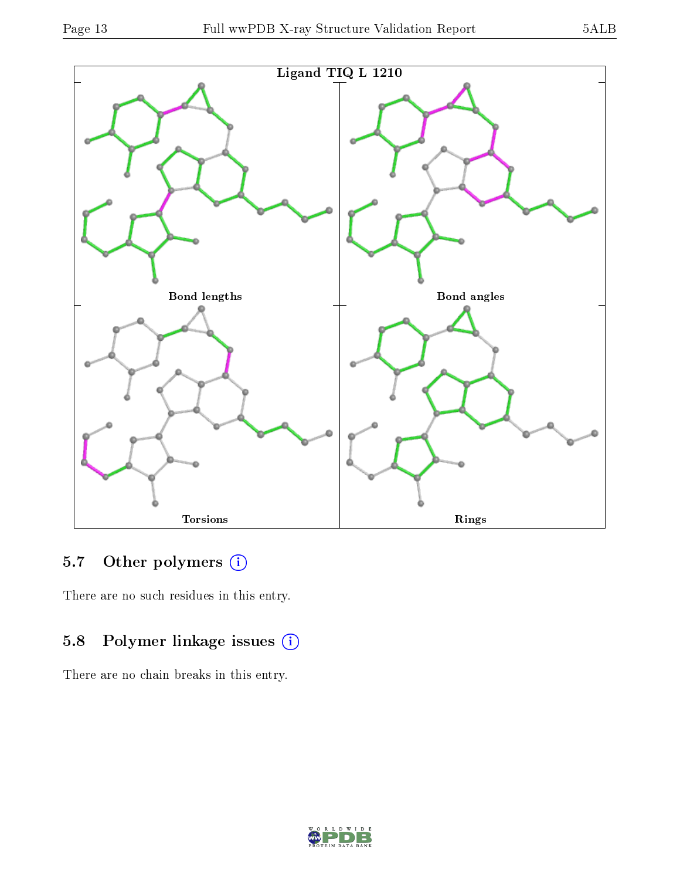Ligand TIQ L 1210

Bond lengths

Bond angles

Torsions

Rings

## 5.7 Other polymers

There are no such residues in this entry.

## 5.8 Polymer linkage issues

There are no chain breaks in this entry.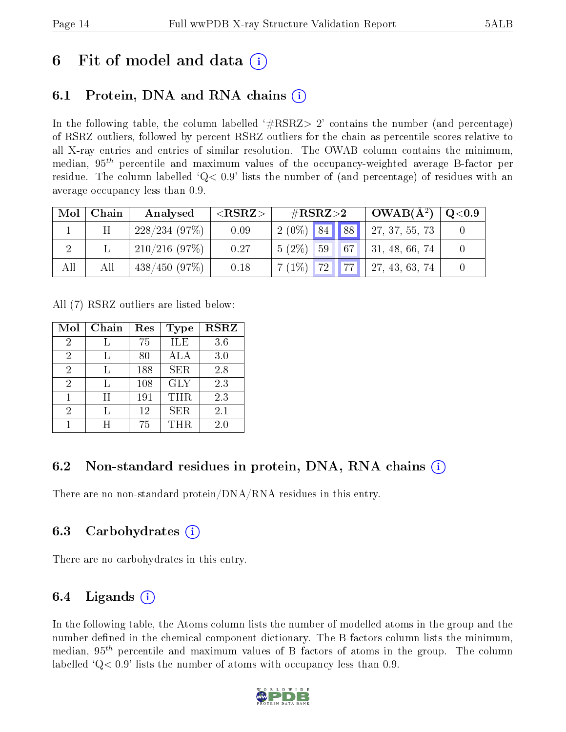# 6 Fit of model and data (i)

## 6.1 Protein, DNA and RNA chains (i)

In the following table, the column labelled '#RSRZ> 2' contains the number (and percentage) of RSRZ outliers, followed by percent RSRZ outliers for the chain as percentile scores relative to all X-ray entries and entries of similar resolution. The OWAB column contains the minimum, median, $95^{th}$ percentile and maximum values of the occupancy-weighted average B-factor per residue. The column labelled 'Q< 0.9' lists the number of (and percentage) of residues with an average occupancy less than 0.9.

| Mol | Chain | Analysed | <RSRZ> | #RSRZ>2 | | | OWAB(Å$^2$) | Q<0.9 |
|---|---|---|---|---|---|---|---|---|
| 1 | H | 228/234 (97%) | 0.09 | 2 (0%) | 84 | 88 | 27, 37, 55, 73 | 0 |
| 2 | L | 210/216 (97%) | 0.27 | 5 (2%) | 59 | 67 | 31, 48, 66, 74 | 0 |
| All | All | 438/450 (97%) | 0.18 | 7 (1%) | 72 | 77 | 27, 43, 63, 74 | 0 |

All (7) RSRZ outliers are listed below:

| Mol | Chain | Res | Type | RSRZ |
|---|---|---|---|---|
| 2 | L | 75 | ILE | 3.6 |
| 2 | L | 80 | ALA | 3.0 |
| 2 | L | 188 | SER | 2.8 |
| 2 | L | 108 | GLY | 2.3 |
| 1 | H | 191 | THR | 2.3 |
| 2 | L | 12 | SER | 2.1 |
| 1 | H | 75 | THR | 2.0 |

## 6.2 Non-standard residues in protein, DNA, RNA chains (i)

There are no non-standard protein/DNA/RNA residues in this entry.

## 6.3 Carbohydrates (i)

There are no carbohydrates in this entry.

## 6.4 Ligands (i)

In the following table, the Atoms column lists the number of modelled atoms in the group and the number defined in the chemical component dictionary. The B-factors column lists the minimum, median, $95^{th}$ percentile and maximum values of B factors of atoms in the group. The column labelled 'Q< 0.9' lists the number of atoms with occupancy less than 0.9.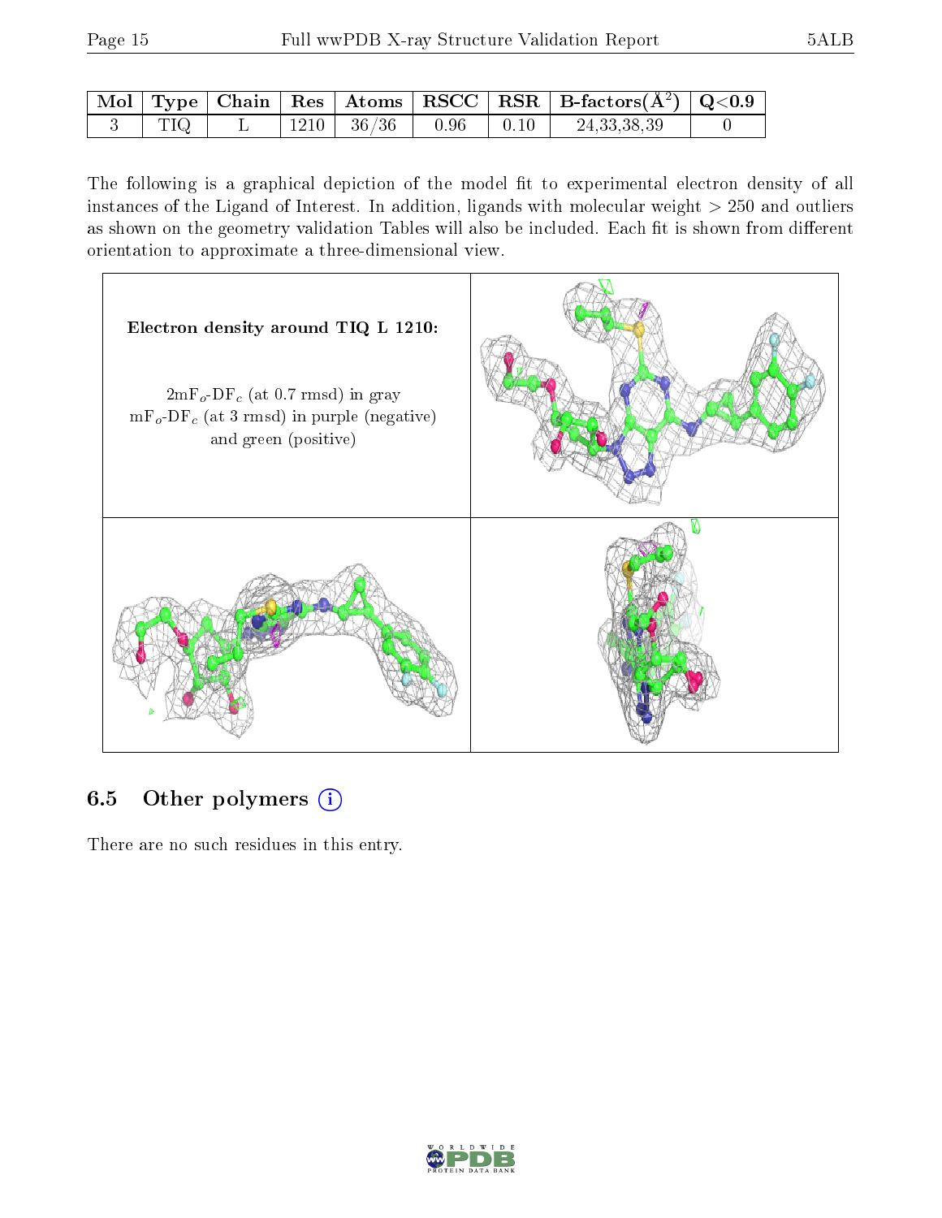| Mol | Type | Chain | Res | Atoms | RSCC | RSR | B-factors($Å^2$) | Q<0.9 |
| --- | --- | --- | --- | --- | --- | --- | --- | --- |
| 3 | TIQ | L | 1210 | 36/36 | 0.96 | 0.10 | 24,33,38,39 | 0 |

The following is a graphical depiction of the model fit to experimental electron density of all instances of the Ligand of Interest. In addition, ligands with molecular weight > 250 and outliers as shown on the geometry validation Tables will also be included. Each fit is shown from different orientation to approximate a three-dimensional view.

**Electron density around TIQ L 1210:**

$2mF_o$-$DF_c$ (at 0.7 rmsd) in gray
$mF_o$-$DF_c$ (at 3 rmsd) in purple (negative) and green (positive)

## 6.5 Other polymers

There are no such residues in this entry.